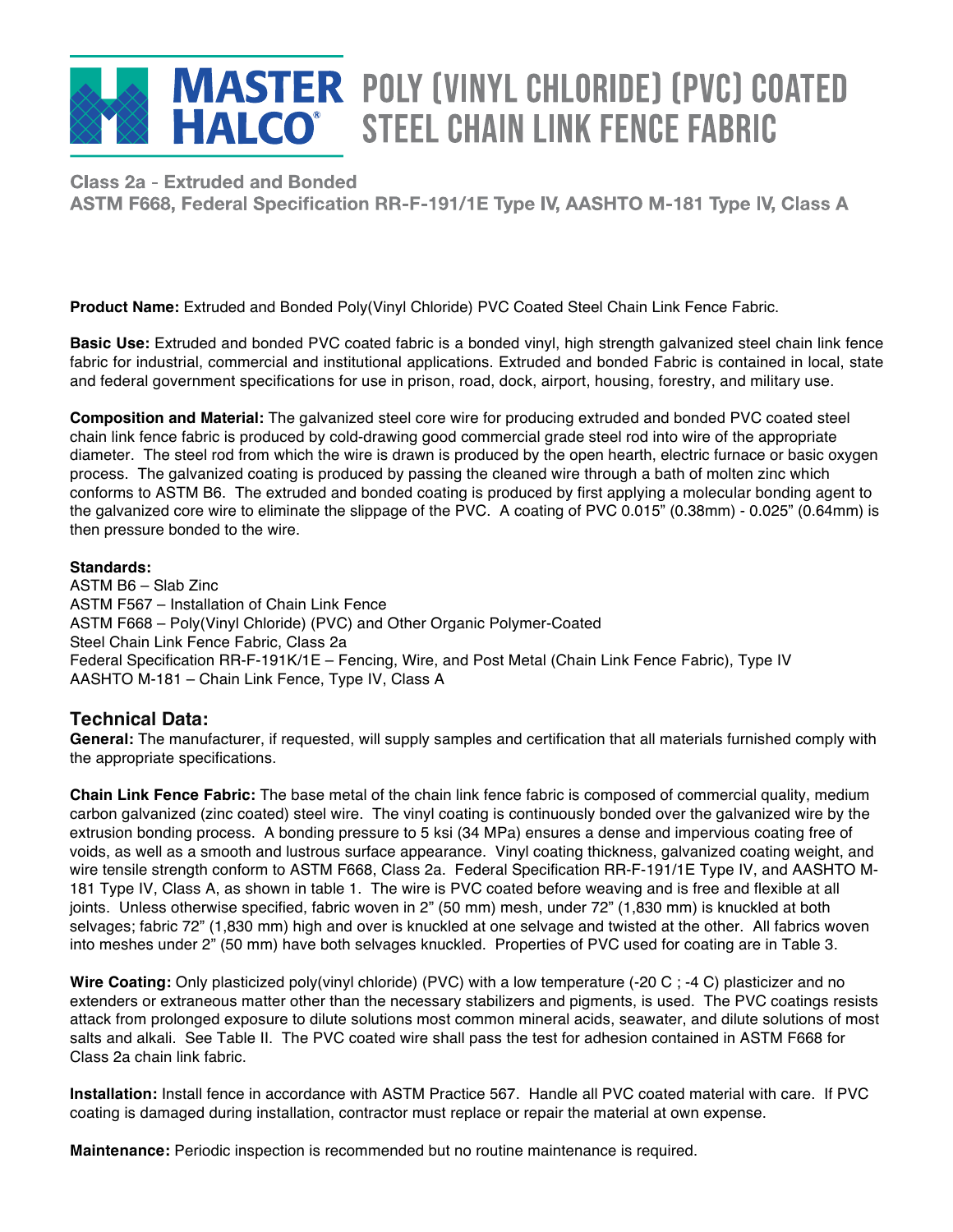# MASTER HALCO® POLY (VINYL CHLORIDE) (PVC) COATED STEEL CHAIN LINK FENCE FABRIC

**Class 2a - Extruded and Bonded**
**ASTM F668, Federal Specification RR-F-191/1E Type IV, AASHTO M-181 Type IV, Class A**

**Product Name:** Extruded and Bonded Poly(Vinyl Chloride) PVC Coated Steel Chain Link Fence Fabric.

**Basic Use:** Extruded and bonded PVC coated fabric is a bonded vinyl, high strength galvanized steel chain link fence fabric for industrial, commercial and institutional applications. Extruded and bonded Fabric is contained in local, state and federal government specifications for use in prison, road, dock, airport, housing, forestry, and military use.

**Composition and Material:** The galvanized steel core wire for producing extruded and bonded PVC coated steel chain link fence fabric is produced by cold-drawing good commercial grade steel rod into wire of the appropriate diameter. The steel rod from which the wire is drawn is produced by the open hearth, electric furnace or basic oxygen process. The galvanized coating is produced by passing the cleaned wire through a bath of molten zinc which conforms to ASTM B6. The extruded and bonded coating is produced by first applying a molecular bonding agent to the galvanized core wire to eliminate the slippage of the PVC. A coating of PVC 0.015" (0.38mm) - 0.025" (0.64mm) is then pressure bonded to the wire.

**Standards:**
ASTM B6 – Slab Zinc
ASTM F567 – Installation of Chain Link Fence
ASTM F668 – Poly(Vinyl Chloride) (PVC) and Other Organic Polymer-Coated Steel Chain Link Fence Fabric, Class 2a
Federal Specification RR-F-191K/1E – Fencing, Wire, and Post Metal (Chain Link Fence Fabric), Type IV
AASHTO M-181 – Chain Link Fence, Type IV, Class A

## Technical Data:

**General:** The manufacturer, if requested, will supply samples and certification that all materials furnished comply with the appropriate specifications.

**Chain Link Fence Fabric:** The base metal of the chain link fence fabric is composed of commercial quality, medium carbon galvanized (zinc coated) steel wire. The vinyl coating is continuously bonded over the galvanized wire by the extrusion bonding process. A bonding pressure to 5 ksi (34 MPa) ensures a dense and impervious coating free of voids, as well as a smooth and lustrous surface appearance. Vinyl coating thickness, galvanized coating weight, and wire tensile strength conform to ASTM F668, Class 2a. Federal Specification RR-F-191/1E Type IV, and AASHTO M-181 Type IV, Class A, as shown in table 1. The wire is PVC coated before weaving and is free and flexible at all joints. Unless otherwise specified, fabric woven in 2" (50 mm) mesh, under 72" (1,830 mm) is knuckled at both selvages; fabric 72" (1,830 mm) high and over is knuckled at one selvage and twisted at the other. All fabrics woven into meshes under 2" (50 mm) have both selvages knuckled. Properties of PVC used for coating are in Table 3.

**Wire Coating:** Only plasticized poly(vinyl chloride) (PVC) with a low temperature (-20 C ; -4 C) plasticizer and no extenders or extraneous matter other than the necessary stabilizers and pigments, is used. The PVC coatings resists attack from prolonged exposure to dilute solutions most common mineral acids, seawater, and dilute solutions of most salts and alkali. See Table II. The PVC coated wire shall pass the test for adhesion contained in ASTM F668 for Class 2a chain link fabric.

**Installation:** Install fence in accordance with ASTM Practice 567. Handle all PVC coated material with care. If PVC coating is damaged during installation, contractor must replace or repair the material at own expense.

**Maintenance:** Periodic inspection is recommended but no routine maintenance is required.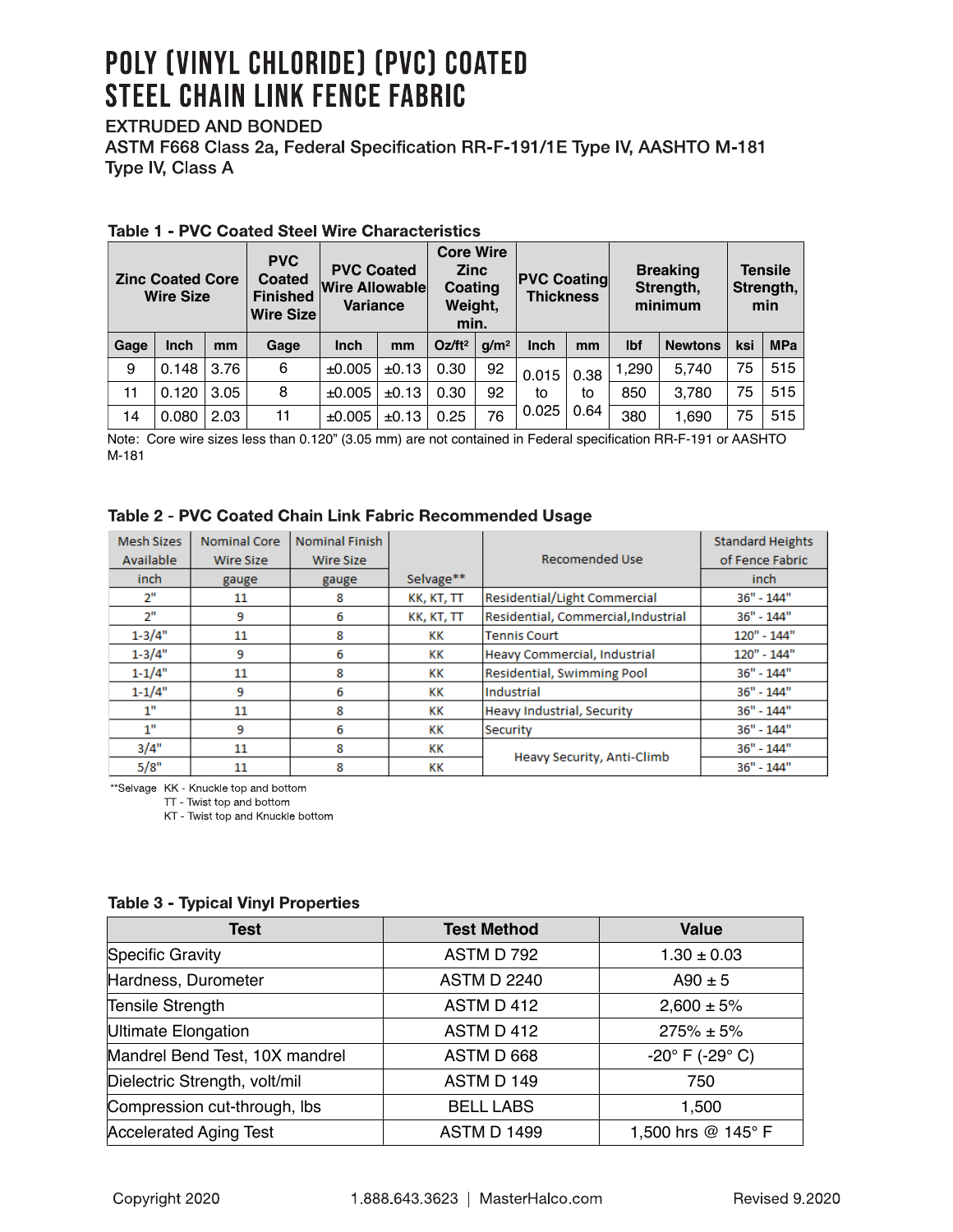# POLY (VINYL CHLORIDE) (PVC) COATED STEEL CHAIN LINK FENCE FABRIC

EXTRUDED AND BONDED

ASTM F668 Class 2a, Federal Specification RR-F-191/1E Type IV, AASHTO M-181 Type IV, Class A

**Table 1 - PVC Coated Steel Wire Characteristics**

| Zinc Coated Core Wire Size | | | PVC Coated Finished Wire Size | PVC Coated Wire Allowable Variance | | Core Wire Zinc Coating Weight, min. | | PVC Coating Thickness | | Breaking Strength, minimum | | Tensile Strength, min | |
|---|---|---|---|---|---|---|---|---|---|---|---|---|---|
| Gage | Inch | mm | Gage | Inch | mm | Oz/ft² | g/m² | Inch | mm | lbf | Newtons | ksi | MPa |
| 9 | 0.148 | 3.76 | 6 | ±0.005 | ±0.13 | 0.30 | 92 | 0.015 to 0.025 | 0.38 to 0.64 | 1,290 | 5,740 | 75 | 515 |
| 11 | 0.120 | 3.05 | 8 | ±0.005 | ±0.13 | 0.30 | 92 | | | 850 | 3,780 | 75 | 515 |
| 14 | 0.080 | 2.03 | 11 | ±0.005 | ±0.13 | 0.25 | 76 | | | 380 | 1,690 | 75 | 515 |

Note: Core wire sizes less than 0.120" (3.05 mm) are not contained in Federal specification RR-F-191 or AASHTO M-181

**Table 2 - PVC Coated Chain Link Fabric Recommended Usage**

| Mesh Sizes Available | Nominal Core Wire Size | Nominal Finish Wire Size | Selvage** | Recomended Use | Standard Heights of Fence Fabric |
|---|---|---|---|---|---|
| inch | gauge | gauge | | | inch |
| 2" | 11 | 8 | KK, KT, TT | Residential/Light Commercial | 36" - 144" |
| 2" | 9 | 6 | KK, KT, TT | Residential, Commercial,Industrial | 36" - 144" |
| 1-3/4" | 11 | 8 | KK | Tennis Court | 120" - 144" |
| 1-3/4" | 9 | 6 | KK | Heavy Commercial, Industrial | 120" - 144" |
| 1-1/4" | 11 | 8 | KK | Residential, Swimming Pool | 36" - 144" |
| 1-1/4" | 9 | 6 | KK | Industrial | 36" - 144" |
| 1" | 11 | 8 | KK | Heavy Industrial, Security | 36" - 144" |
| 1" | 9 | 6 | KK | Security | 36" - 144" |
| 3/4" | 11 | 8 | KK | Heavy Security, Anti-Climb | 36" - 144" |
| 5/8" | 11 | 8 | KK | | 36" - 144" |

**Selvage KK - Knuckle top and bottom
TT - Twist top and bottom
KT - Twist top and Knuckle bottom

**Table 3 - Typical Vinyl Properties**

| Test | Test Method | Value |
|---|---|---|
| Specific Gravity | ASTM D 792 | 1.30 ± 0.03 |
| Hardness, Durometer | ASTM D 2240 | A90 ± 5 |
| Tensile Strength | ASTM D 412 | 2,600 ± 5% |
| Ultimate Elongation | ASTM D 412 | 275% ± 5% |
| Mandrel Bend Test, 10X mandrel | ASTM D 668 | -20° F (-29° C) |
| Dielectric Strength, volt/mil | ASTM D 149 | 750 |
| Compression cut-through, lbs | BELL LABS | 1,500 |
| Accelerated Aging Test | ASTM D 1499 | 1,500 hrs @ 145° F |

Copyright 2020 1.888.643.3623 | MasterHalco.com Revised 9.2020